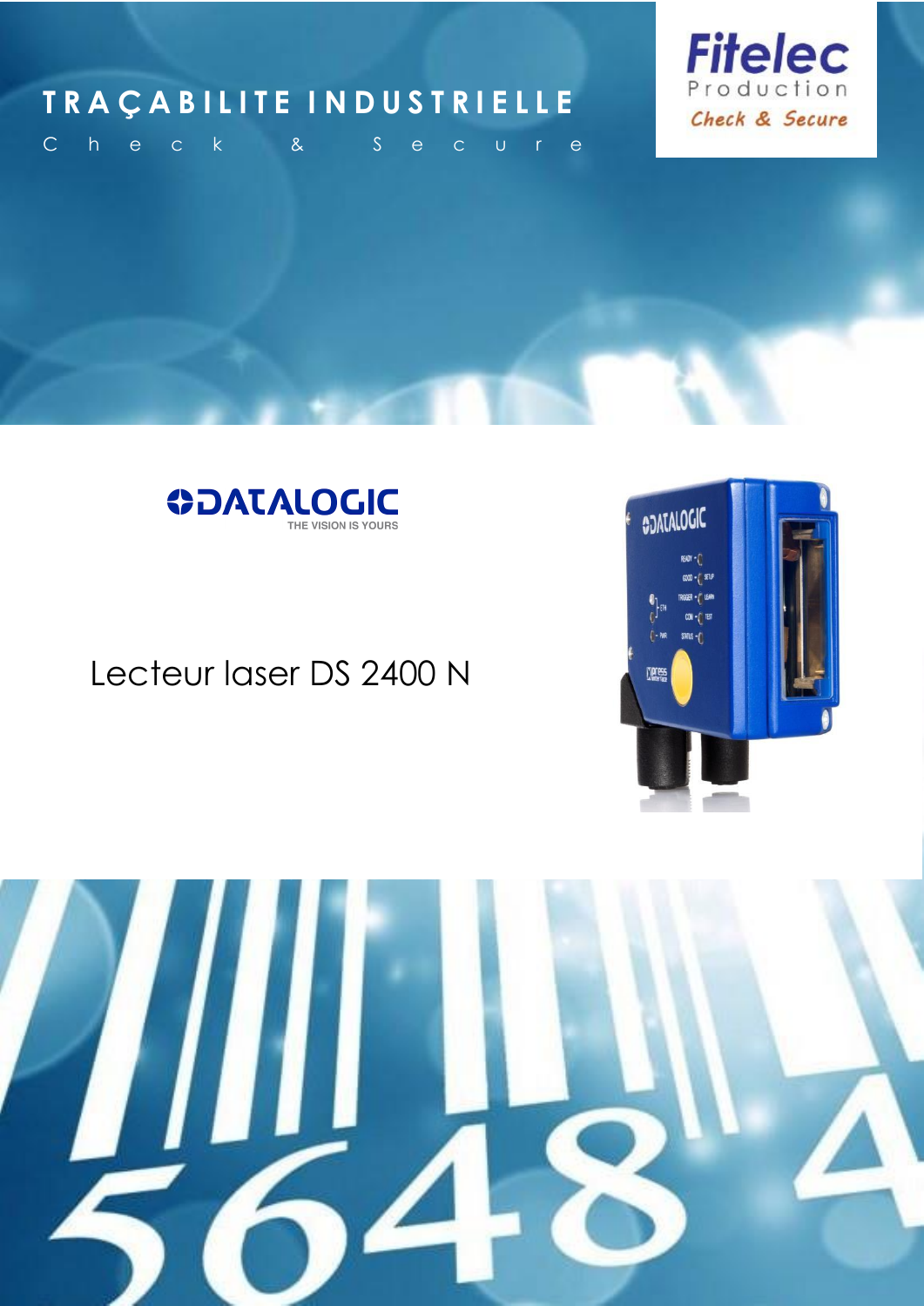# TRAÇABILITE INDUSTRIELLE

Check & Secure

Fitelec
Production
Check & Secure

DATALOGIC
THE VISION IS YOURS

## Lecteur laser DS 2400 N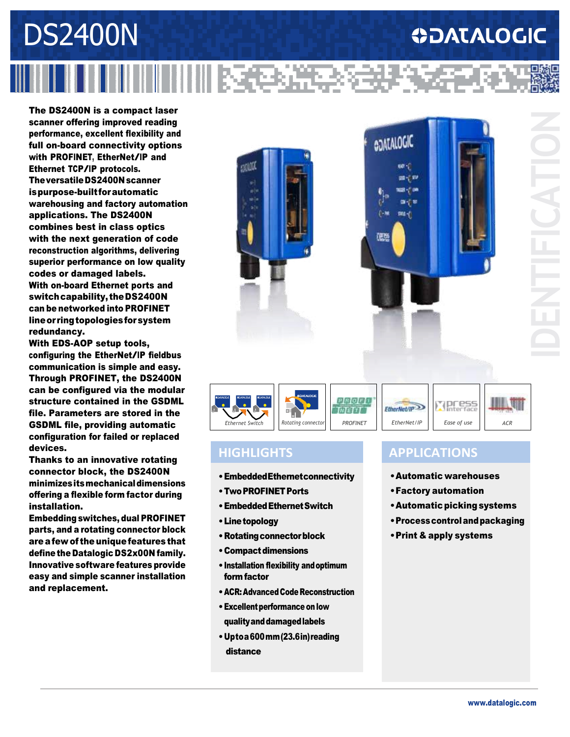# DS2400N

**The DS2400N is a compact laser scanner offering improved reading performance, excellent flexibility and full on-board connectivity options with PROFINET, EtherNet/IP and Ethernet TCP/IP protocols. The versatile DS2400N scanner is purpose-built for automatic warehousing and factory automation applications. The DS2400N combines best in class optics with the next generation of code reconstruction algorithms, delivering superior performance on low quality codes or damaged labels. With on-board Ethernet ports and switch capability, the DS2400N can be networked into PROFINET line or ring topologies for system redundancy. With EDS-AOP setup tools, configuring the EtherNet/IP fieldbus communication is simple and easy. Through PROFINET, the DS2400N can be configured via the modular structure contained in the GSDML file. Parameters are stored in the GSDML file, providing automatic configuration for failed or replaced devices. Thanks to an innovative rotating connector block, the DS2400N minimizes its mechanical dimensions offering a flexible form factor during installation. Embedding switches, dual PROFINET parts, and a rotating connector block are a few of the unique features that define the Datalogic DS2x00N family. Innovative software features provide easy and simple scanner installation and replacement.**

Ethernet Switch | Rotating connector | PROFINET | EtherNet/IP | Ease of use | ACR

## HIGHLIGHTS

- Embedded Ethernet connectivity
- Two PROFINET Ports
- Embedded Ethernet Switch
- Line topology
- Rotating connector block
- Compact dimensions
- Installation flexibility and optimum form factor
- ACR: Advanced Code Reconstruction
- Excellent performance on low quality and damaged labels
- Up to a 600 mm (23.6 in) reading distance

## APPLICATIONS

- Automatic warehouses
- Factory automation
- Automatic picking systems
- Process control and packaging
- Print & apply systems

www.datalogic.com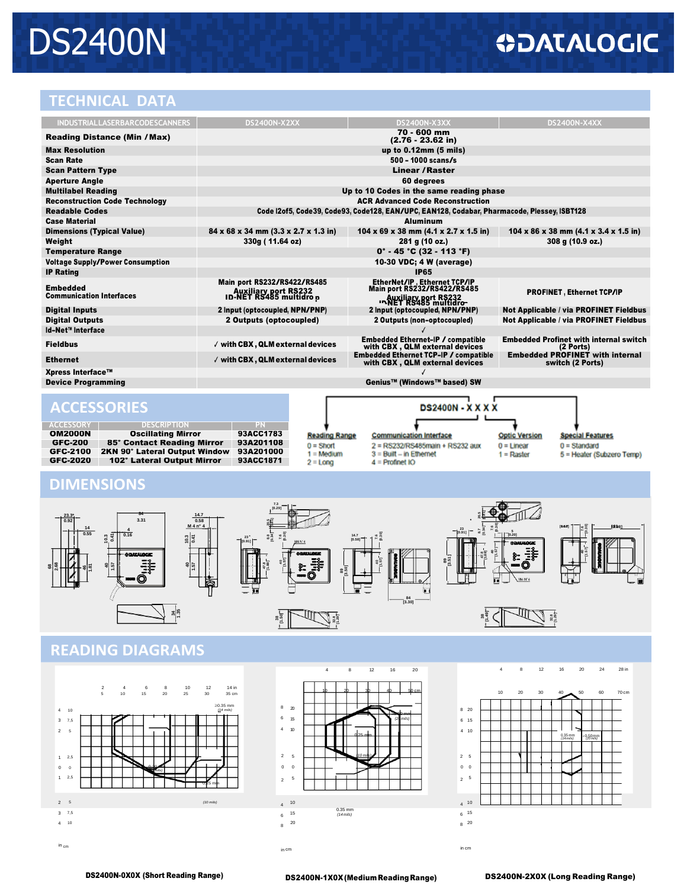# DS2400N

## TECHNICAL DATA

| INDUSTRIAL LASER BARCODE SCANNERS | DS2400N-X2XX | DS2400N-X3XX | DS2400N-X4XX |
|---|---|---|---|
| **Reading Distance (Min / Max)** | 70 - 600 mm (2.76 - 23.62 in) | | |
| **Max Resolution** | up to 0.12mm (5 mils) | | |
| **Scan Rate** | 500 - 1000 scans/s | | |
| **Scan Pattern Type** | Linear / Raster | | |
| **Aperture Angle** | 60 degrees | | |
| **Multilabel Reading** | Up to 10 Codes in the same reading phase | | |
| **Reconstruction Code Technology** | ACR Advanced Code Reconstruction | | |
| **Readable Codes** | Code I2of5, Code39, Code93, Code128, EAN/UPC, EAN128, Codabar, Pharmacode, Plessey, ISBT128 | | |
| **Case Material** | Aluminum | | |
| **Dimensions (Typical Value)** | 84 x 68 x 34 mm (3.3 x 2.7 x 1.3 in) | 104 x 69 x 38 mm (4.1 x 2.7 x 1.5 in) | 104 x 86 x 38 mm (4.1 x 3.4 x 1.5 in) |
| **Weight** | 330g ( 11.64 oz) | 281 g (10 oz.) | 308 g (10.9 oz.) |
| **Temperature Range** | 0° - 45 °C (32 - 113 °F) | | |
| **Voltage Supply/Power Consumption** | 10-30 VDC; 4 W (average) | | |
| **IP Rating** | IP65 | | |
| **Embedded Communication Interfaces** | Main port RS232/RS422/RS485 Auxiliary port RS232 ID-NET RS485 multidrop | EtherNet/IP, Ethernet TCP/IP Main port RS232/RS422/RS485 Auxiliary port RS232 ID-NET RS485 multidrop | PROFINET, Ethernet TCP/IP |
| **Digital Inputs** | 2 Input (optocoupled, NPN/PNP) | 2 Input (optocoupled, NPN/PNP) | Not Applicable / via PROFINET Fieldbus |
| **Digital Outputs** | 2 Outputs (optocoupled) | 2 Outputs (non-optocoupled) | Not Applicable / via PROFINET Fieldbus |
| **Id-Net™ Interface** | ✓ | | |
| **Fieldbus** | ✓ with CBX, QLM external devices | Embedded Ethernet-IP / compatible with CBX, QLM external devices | Embedded Profinet with internal switch (2 Ports) |
| **Ethernet** | ✓ with CBX, QLM external devices | Embedded Ethernet TCP-IP / compatible with CBX, QLM external devices | Embedded PROFINET with internal switch (2 Ports) |
| **Xpress Interface™** | ✓ | | |
| **Device Programming** | Genius™ (Windows™ based) SW | | |

## ACCESSORIES

| ACCESSORY | DESCRIPTION | PN |
|---|---|---|
| OM2000N | Oscillating Mirror | 93ACC1783 |
| GFC-200 | 85° Contact Reading Mirror | 93A201108 |
| GFC-2100 | 2KN 90° Lateral Output Window | 93A201000 |
| GFC-2020 | 102° Lateral Output Mirror | 93ACC1871 |

**DS2400N - X X X X**

| Reading Range | Communication Interface | Optic Version | Special Features |
|---|---|---|---|
| 0 = Short | 2 = RS232/RS485main + RS232 aux | 0 = Linear | 0 = Standard |
| 1 = Medium | 3 = Built – in Ethernet | 1 = Raster | 5 = Heater (Subzero Temp) |
| 2 = Long | 4 = Profinet IO | | |

## DIMENSIONS

## READING DIAGRAMS

DS2400N-0X0X (Short Reading Range)

DS2400N-1X0X (Medium Reading Range)

DS2400N-2X0X (Long Reading Range)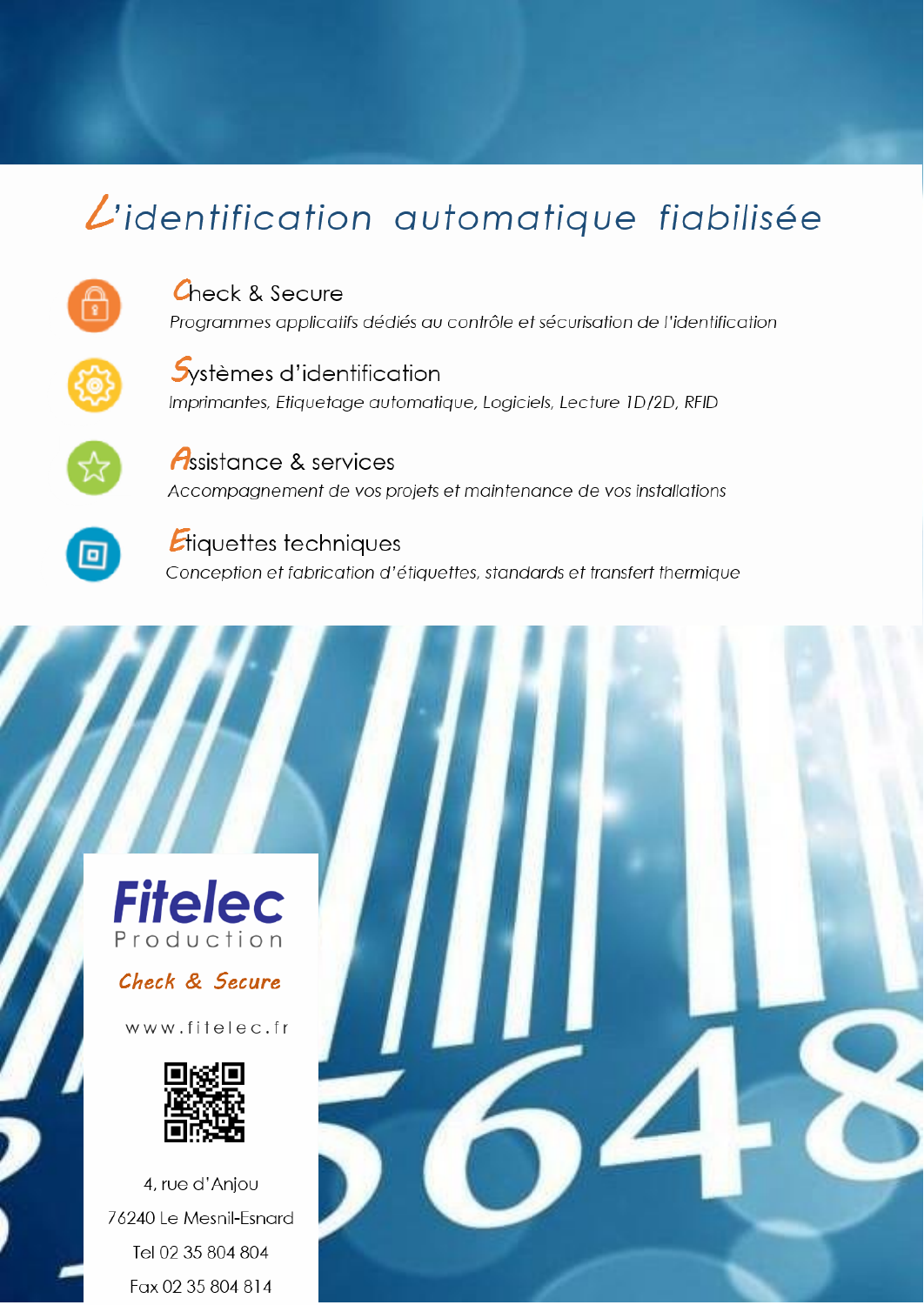# L'identification automatique fiabilisée

## Check & Secure

*Programmes applicatifs dédiés au contrôle et sécurisation de l'identification*

## Systèmes d'identification

*Imprimantes, Etiquetage automatique, Logiciels, Lecture 1D/2D, RFID*

## Assistance & services

*Accompagnement de vos projets et maintenance de vos installations*

## Etiquettes techniques

*Conception et fabrication d'étiquettes, standards et transfert thermique*

**Fitelec**
Production

*Check & Secure*

www.fitelec.fr

4, rue d'Anjou
76240 Le Mesnil-Esnard
Tel 02 35 804 804
Fax 02 35 804 814